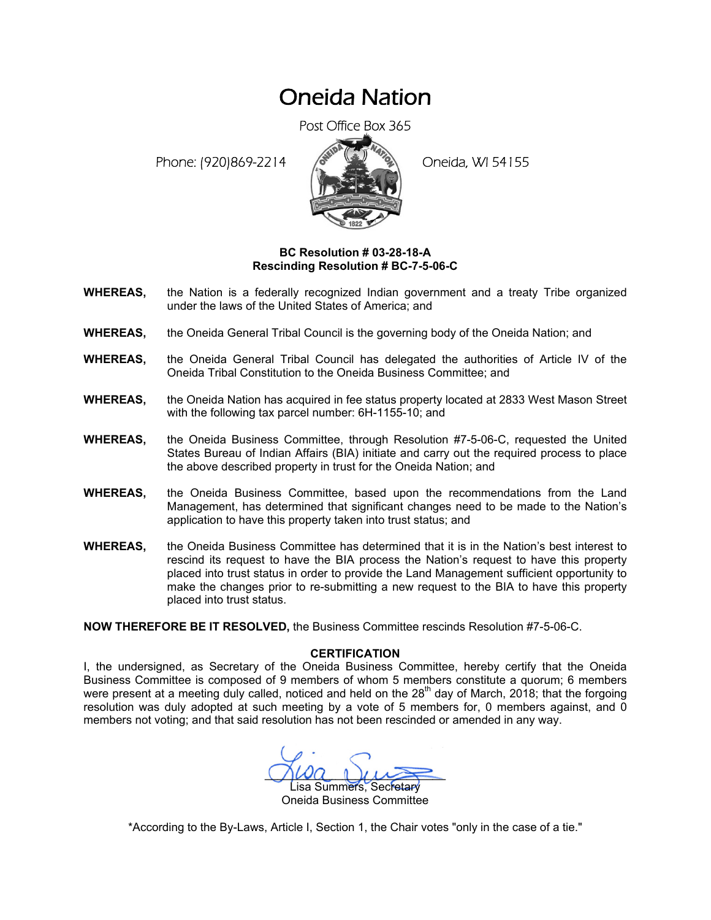# Oneida Nation

Post Office Box 365

Phone: (920)869-2214

Oneida, WI 54155

**BC Resolution # 03-28-18-A**
**Rescinding Resolution # BC-7-5-06-C**

**WHEREAS,** the Nation is a federally recognized Indian government and a treaty Tribe organized under the laws of the United States of America; and

**WHEREAS,** the Oneida General Tribal Council is the governing body of the Oneida Nation; and

**WHEREAS,** the Oneida General Tribal Council has delegated the authorities of Article IV of the Oneida Tribal Constitution to the Oneida Business Committee; and

**WHEREAS,** the Oneida Nation has acquired in fee status property located at 2833 West Mason Street with the following tax parcel number: 6H-1155-10; and

**WHEREAS,** the Oneida Business Committee, through Resolution #7-5-06-C, requested the United States Bureau of Indian Affairs (BIA) initiate and carry out the required process to place the above described property in trust for the Oneida Nation; and

**WHEREAS,** the Oneida Business Committee, based upon the recommendations from the Land Management, has determined that significant changes need to be made to the Nation's application to have this property taken into trust status; and

**WHEREAS,** the Oneida Business Committee has determined that it is in the Nation's best interest to rescind its request to have the BIA process the Nation's request to have this property placed into trust status in order to provide the Land Management sufficient opportunity to make the changes prior to re-submitting a new request to the BIA to have this property placed into trust status.

**NOW THEREFORE BE IT RESOLVED,** the Business Committee rescinds Resolution #7-5-06-C.

**CERTIFICATION**

I, the undersigned, as Secretary of the Oneida Business Committee, hereby certify that the Oneida Business Committee is composed of 9 members of whom 5 members constitute a quorum; 6 members were present at a meeting duly called, noticed and held on the 28th day of March, 2018; that the forgoing resolution was duly adopted at such meeting by a vote of 5 members for, 0 members against, and 0 members not voting; and that said resolution has not been rescinded or amended in any way.

Lisa Summers, Secretary
Oneida Business Committee

*According to the By-Laws, Article I, Section 1, the Chair votes "only in the case of a tie."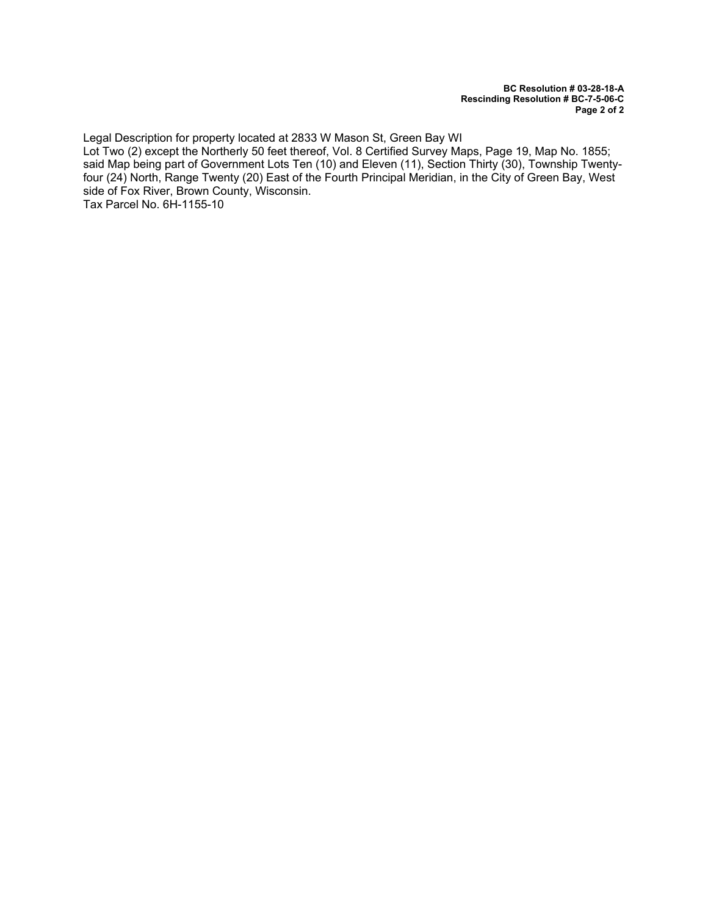Legal Description for property located at 2833 W Mason St, Green Bay WI

Lot Two (2) except the Northerly 50 feet thereof, Vol. 8 Certified Survey Maps, Page 19, Map No. 1855; said Map being part of Government Lots Ten (10) and Eleven (11), Section Thirty (30), Township Twenty-four (24) North, Range Twenty (20) East of the Fourth Principal Meridian, in the City of Green Bay, West side of Fox River, Brown County, Wisconsin.

Tax Parcel No. 6H-1155-10